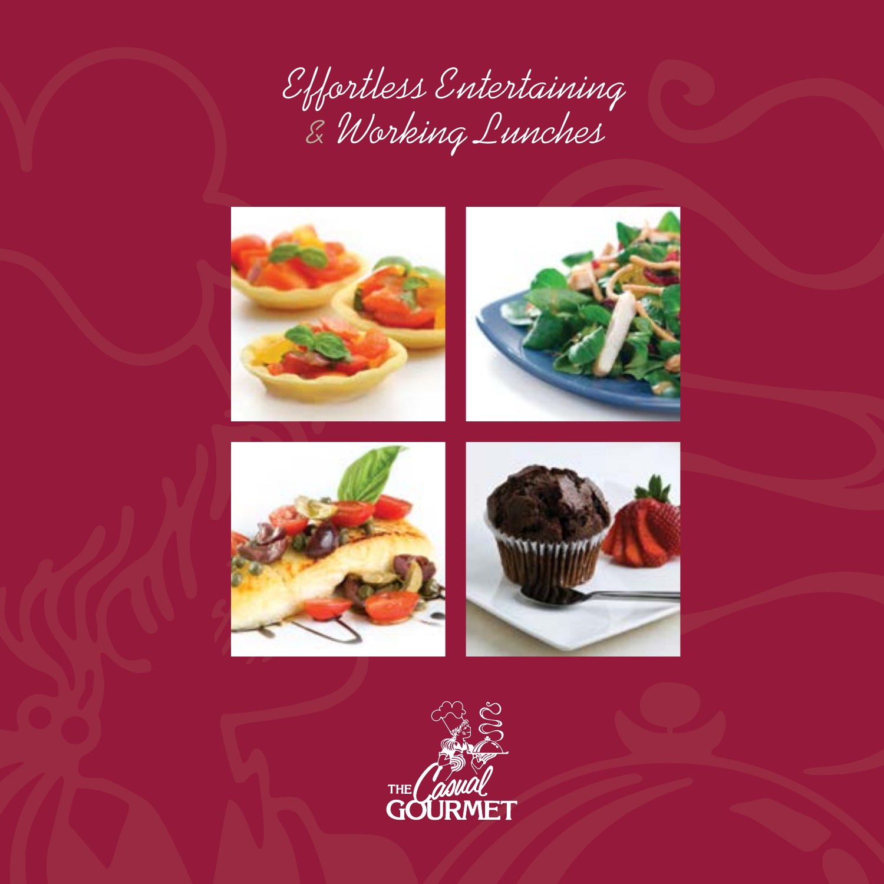# Effortless Entertaining & Working Lunches

THE Casual GOURMET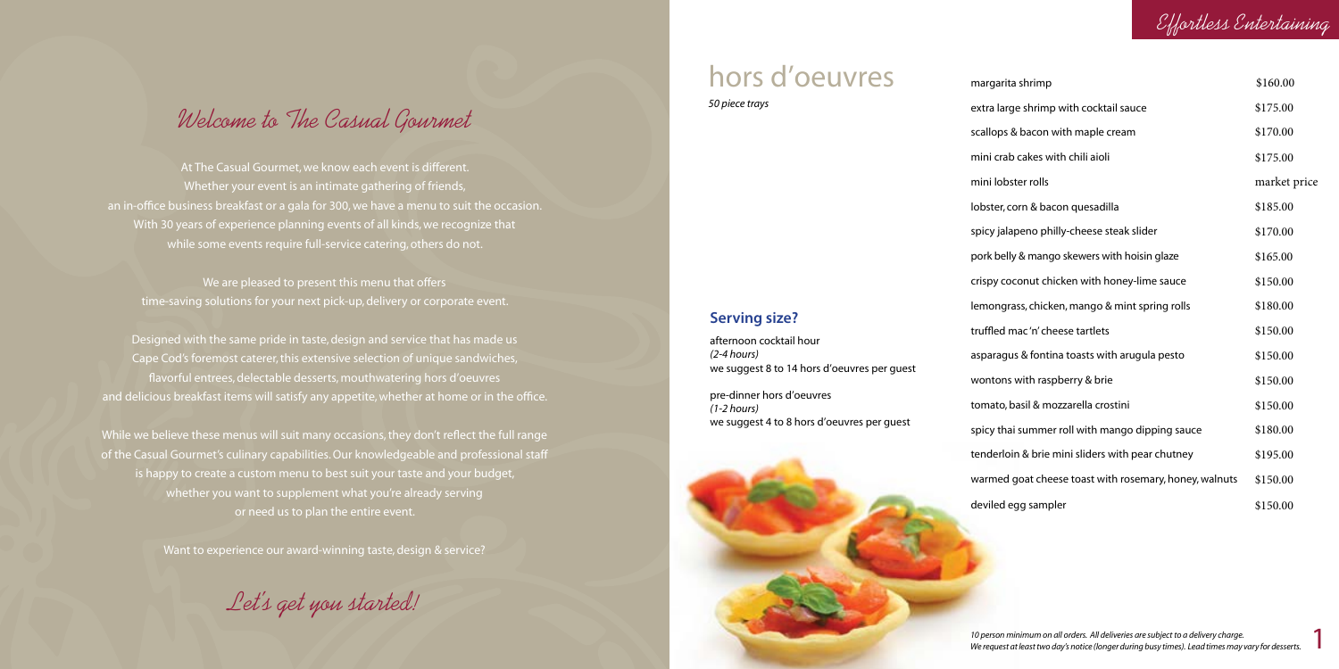# Welcome to The Casual Gourmet

At The Casual Gourmet, we know each event is different.
Whether your event is an intimate gathering of friends,
an in-office business breakfast or a gala for 300, we have a menu to suit the occasion.
With 30 years of experience planning events of all kinds, we recognize that
while some events require full-service catering, others do not.

We are pleased to present this menu that offers
time-saving solutions for your next pick-up, delivery or corporate event.

Designed with the same pride in taste, design and service that has made us
Cape Cod's foremost caterer, this extensive selection of unique sandwiches,
flavorful entrees, delectable desserts, mouthwatering hors d'oeuvres
and delicious breakfast items will satisfy any appetite, whether at home or in the office.

While we believe these menus will suit many occasions, they don't reflect the full range
of the Casual Gourmet's culinary capabilities. Our knowledgeable and professional staff
is happy to create a custom menu to best suit your taste and your budget,
whether you want to supplement what you're already serving
or need us to plan the entire event.

Want to experience our award-winning taste, design & service?

*Let's get you started!*

# hors d'oeuvres

*50 piece trays*

| Item | Price |
|---|---|
| margarita shrimp | $160.00 |
| extra large shrimp with cocktail sauce | $175.00 |
| scallops & bacon with maple cream | $170.00 |
| mini crab cakes with chili aioli | $175.00 |
| mini lobster rolls | market price |
| lobster, corn & bacon quesadilla | $185.00 |
| spicy jalapeno philly-cheese steak slider | $170.00 |
| pork belly & mango skewers with hoisin glaze | $165.00 |
| crispy coconut chicken with honey-lime sauce | $150.00 |
| lemongrass, chicken, mango & mint spring rolls | $180.00 |
| truffled mac 'n' cheese tartlets | $150.00 |
| asparagus & fontina toasts with arugula pesto | $150.00 |
| wontons with raspberry & brie | $150.00 |
| tomato, basil & mozzarella crostini | $150.00 |
| spicy thai summer roll with mango dipping sauce | $180.00 |
| tenderloin & brie mini sliders with pear chutney | $195.00 |
| warmed goat cheese toast with rosemary, honey, walnuts | $150.00 |
| deviled egg sampler | $150.00 |

## Serving size?

afternoon cocktail hour
*(2-4 hours)*
we suggest 8 to 14 hors d'oeuvres per guest

pre-dinner hors d'oeuvres
*(1-2 hours)*
we suggest 4 to 8 hors d'oeuvres per guest

*10 person minimum on all orders. All deliveries are subject to a delivery charge.*
*We request at least two day's notice (longer during busy times). Lead times may vary for desserts.*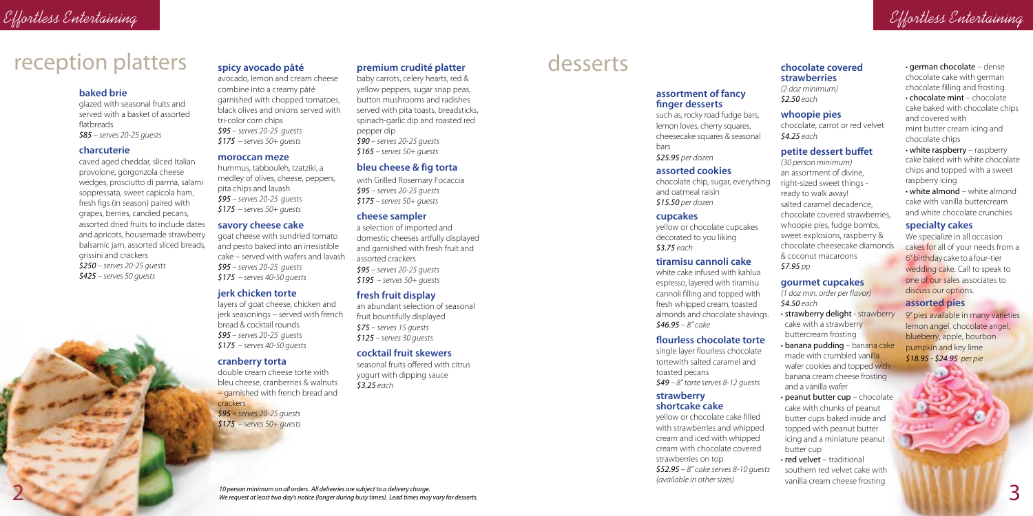# reception platters

### baked brie

glazed with seasonal fruits and served with a basket of assorted flatbreads
*$85 – serves 20-25 guests*

### charcuterie

caved aged cheddar, sliced Italian provolone, gorgonzola cheese wedges, prosciutto di parma, salami soppressata, sweet capicola ham, fresh figs (in season) paired with grapes, berries, candied pecans, assorted dried fruits to include dates and apricots, housemade strawberry balsamic jam, assorted sliced breads, grissini and crackers
*$250 – serves 20-25 guests*
*$425 – serves 50 guests*

### spicy avocado pâté

avocado, lemon and cream cheese combine into a creamy pâté garnished with chopped tomatoes, black olives and onions served with tri-color corn chips
*$95 – serves 20-25 guests*
*$175 – serves 50+ guests*

### moroccan meze

hummus, tabbouleh, tzatziki, a medley of olives, cheese, peppers, pita chips and lavash
*$95 – serves 20-25 guests*
*$175 – serves 50+ guests*

### savory cheese cake

goat cheese with sundried tomato and pesto baked into an irresistible cake – served with wafers and lavash
*$95 – serves 20-25 guests*
*$175 – serves 40-50 guests*

### jerk chicken torte

layers of goat cheese, chicken and jerk seasonings – served with french bread & cocktail rounds
*$95 – serves 20-25 guests*
*$175 – serves 40-50 guests*

### cranberry torta

double cream cheese torte with bleu cheese, cranberries & walnuts – garnished with french bread and crackers
*$95 – serves 20-25 guests*
*$175 – serves 50+ guests*

### premium crudité platter

baby carrots, celery hearts, red & yellow peppers, sugar snap peas, button mushrooms and radishes served with pita toasts, breadsticks, spinach-garlic dip and roasted red pepper dip
*$90 – serves 20-25 guests*
*$165 – serves 50+ guests*

### bleu cheese & fig torta

with Grilled Rosemary Focaccia
*$95 – serves 20-25 guests*
*$175 – serves 50+ guests*

### cheese sampler

a selection of imported and domestic cheeses artfully displayed and garnished with fresh fruit and assorted crackers
*$95 – serves 20-25 guests*
*$195 – serves 50+ guests*

### fresh fruit display

an abundant selection of seasonal fruit bountifully displayed
*$75 – serves 15 guests*
*$125 – serves 30 guests*

### cocktail fruit skewers

seasonal fruits offered with citrus yogurt with dipping sauce
*$3.25 each*

*10 person minimum on all orders. All deliveries are subject to a delivery charge.*
*We request at least two day's notice (longer during busy times). Lead times may vary for desserts.*

# desserts

### assortment of fancy finger desserts

such as, rocky road fudge bars, lemon loves, cherry squares, cheesecake squares & seasonal bars
*$25.95 per dozen*

### assorted cookies

chocolate chip, sugar, everything and oatmeal raisin
*$15.50 per dozen*

### cupcakes

yellow or chocolate cupcakes decorated to you liking
*$3.75 each*

### tiramisu cannoli cake

white cake infused with kahlua espresso, layered with tiramisu cannoli filling and topped with fresh whipped cream, toasted almonds and chocolate shavings.
*$46.95 – 8" cake*

### flourless chocolate torte

single layer flourless chocolate tortewith salted caramel and toasted pecans
*$49 – 8" torte serves 8-12 guests*

### strawberry shortcake cake

yellow or chocolate cake filled with strawberries and whipped cream and iced with whipped cream with chocolate covered strawberries on top
*$52.95 – 8" cake serves 8-10 guests*
*(available in other sizes)*

### chocolate covered strawberries

*(2 doz minimum)*
*$2.50 each*

### whoopie pies

chocolate, carrot or red velvet
*$4.25 each*

### petite dessert buffet

*(30 person minimum)*
an assortment of divine, right-sized sweet things - ready to walk away! salted caramel decadence, chocolate covered strawberries, whoopie pies, fudge bombs, sweet explosions, raspberry & chocolate cheesecake diamonds & coconut macaroons
*$7.95 pp*

### gourmet cupcakes

*(1 doz min. order per flavor)*
*$4.50 each*

- **strawberry delight** - strawberry cake with a strawberry buttercream frosting
- **banana pudding** – banana cake made with crumbled vanilla wafer cookies and topped with banana cream cheese frosting and a vanilla wafer
- **peanut butter cup** – chocolate cake with chunks of peanut butter cups baked inside and topped with peanut butter icing and a miniature peanut butter cup
- **red velvet** – traditional southern red velvet cake with vanilla cream cheese frosting
- **german chocolate** – dense chocolate cake with german chocolate filling and frosting
- **chocolate mint** – chocolate cake baked with chocolate chips and covered with mint butter cream icing and chocolate chips
- **white raspberry** – raspberry cake baked with white chocolate chips and topped with a sweet raspberry icing
- **white almond** – white almond cake with vanilla buttercream and white chocolate crunchies

### specialty cakes

We specialize in all occasion cakes for all of your needs from a 6" birthday cake to a four-tier wedding cake. Call to speak to one of our sales associates to discuss our options.

### assorted pies

9" pies available in many varieties lemon angel, chocolate angel, blueberry, apple, bourbon pumpkin and key lime
*$18.95 - $24.95 per pie*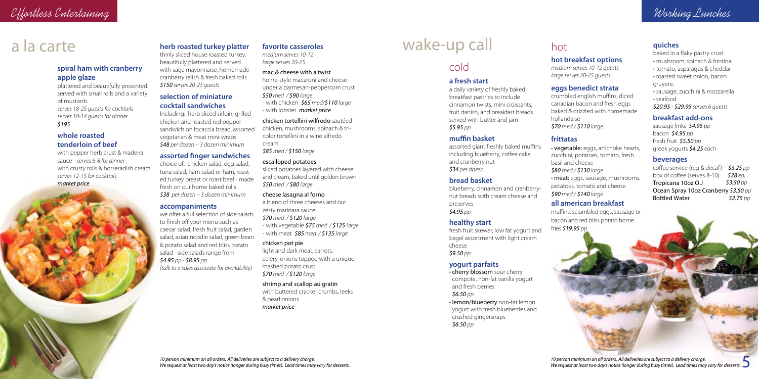# Effortless Entertaining

## a la carte

### spiral ham with cranberry apple glaze

plattered and beautifully presented. served with small rolls and a variety of mustards
*serves 18-25 guests for cocktails*
*serves 10-14 guests for dinner*
*$195*

### whole roasted tenderloin of beef

with pepper herb crust & madeira sauce - *serves 6-8 for dinner*
with crusty rolls & horseradish cream *serves 12-15 for cocktails*
*market price*

### herb roasted turkey platter

thinly sliced house roasted turkey. beautifully plattered and served with sage mayonnaise, homemade cranberry relish & fresh baked rolls
*$150 serves 20-25 guests*

### selection of miniature cocktail sandwiches

Including: herb sliced sirloin, grilled chicken and roasted red pepper sandwich on focaccia bread, assorted vegetarian & meat mini-wraps
*$48 per dozen – 3 dozen minimum*

### assorted finger sandwiches

choice of: chicken salad, egg salad, tuna salad, ham salad or ham, roasted turkey breast or roast beef - made fresh on our home baked rolls
*$38 per dozen – 3 dozen minimum*

### accompaniments

we offer a full selection of side salads to finish off your menu such as caesar salad, fresh fruit salad, garden salad, asian noodle salad, green bean & potato salad and red bliss potato salad - side salads range from
*$4.95 pp - $8.95 pp*
*(talk to a sales associate for availability)*

### favorite casseroles

*medium serves 10-12*
*large serves 20-25*

mac & cheese with a twist
home-style macaroni and cheese under a parmesan-peppercorn crust
*$50 med / $90 large*
- with chicken *$65 med/$110 large*
- with lobster *market price*

chicken tortellini wilfredo sautéed chicken, mushrooms, spinach & tri-color tortellini in a wine alfredo cream
*$85 med / $150 large*

escalloped potatoes
sliced potatoes layered with cheese and cream, baked until golden brown
*$50 med / $80 large*

cheese lasagna al forno
a blend of three cheeses and our zesty marinara sauce
*$70 med / $120 large*
- with vegetable *$75 med / $125 large*
- with meat *$85 med / $135 large*

chicken pot pie
light and dark meat, carrots, celery, onions topped with a unique mashed potato crust
*$70 med / $120 large*

shrimp and scallop au gratin
with buttered cracker crumbs, leeks & pearl onions
*market price*

*10 person minimum on all orders. All deliveries are subject to a delivery charge.*
*We request at least two day's notice (longer during busy times). Lead times may vary for desserts.*

# Working Lunches

## wake-up call

## cold

### a fresh start

a daily variety of freshly baked breakfast pastries to include cinnamon twists, mini croissants, fruit danish, and breakfast breads served with butter and jam
*$5.95 pp*

### muffin basket

assorted giant freshly baked muffins including blueberry, coffee cake and cranberry nut
*$34 per dozen*

### bread basket

blueberry, cinnamon and cranberry-nut breads with cream cheese and preserves
*$4.95 pp*

### healthy start

fresh fruit skewer, low fat yogurt and bagel assortment with light cream cheese
*$9.50 pp*

### yogurt parfaits

- **cherry blossom** sour cherry compote, non-fat vanilla yogurt and fresh berries *$6.50 pp*
- **lemon/blueberry** non-fat lemon yogurt with fresh blueberries and crushed gingersnaps *$6.50 pp*

## hot

### hot breakfast options

*medium serves 10-12 guests*
*large serves 20-25 guests*

### eggs benedict strata

crumbled english muffins, diced canadian bacon and fresh eggs baked & drizzled with homemade hollandaise
*$70 med / $110 large*

### frittatas

- **vegetable:** eggs, artichoke hearts, zucchini, potatoes, tomato, fresh basil and cheese *$80 med / $130 large*
- **meat:** eggs, sausage, mushrooms, potatoes, tomato and cheese *$90 med / $140 large*

### all american breakfast

muffins, scrambled eggs, sausage or bacon and red bliss potato home fries *$19.95 pp*

### quiches

baked in a flaky pastry crust

- mushroom, spinach & fontina
- tomato, asparagus & cheddar
- roasted sweet onion, bacon gruyere,
- sausage, zucchini & mozzarella
- seafood

*$20.95 - $29.95 serves 6 guests*

### breakfast add-ons

sausage links *$4.95 pp*
bacon *$4.95 pp*
fresh fruit *$5.50 pp*
greek yogurts *$4.25 each*

### beverages

| | |
|---|---|
| coffee service (reg & decaf) | *$3.25 pp* |
| box of coffee (serves 8-10) | *$28 ea.* |
| Tropicana 10oz O.J | *$3.50 pp* |
| Ocean Spray 10oz Cranberry | *$3.50 pp* |
| Bottled Water | *$2.75 pp* |

*10 person minimum on all orders. All deliveries are subject to a delivery charge.*
*We request at least two day's notice (longer during busy times). Lead times may vary for desserts.*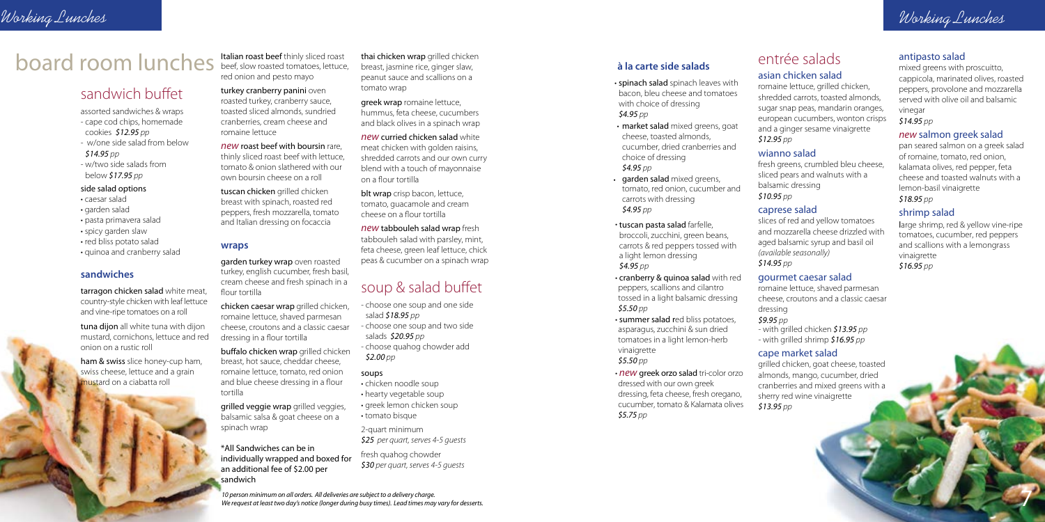# board room lunches

## sandwich buffet

assorted sandwiches & wraps
- cape cod chips, homemade cookies *$12.95 pp*
- w/one side salad from below *$14.95 pp*
- w/two side salads from below *$17.95 pp*

### side salad options

- caesar salad
- garden salad
- pasta primavera salad
- spicy garden slaw
- red bliss potato salad
- quinoa and cranberry salad

### sandwiches

**tarragon chicken salad** white meat, country-style chicken with leaf lettuce and vine-ripe tomatoes on a roll

**tuna dijon** all white tuna with dijon mustard, cornichons, lettuce and red onion on a rustic roll

**ham & swiss** slice honey-cup ham, swiss cheese, lettuce and a grain mustard on a ciabatta roll

**Italian roast beef** thinly sliced roast beef, slow roasted tomatoes, lettuce, red onion and pesto mayo

**turkey cranberry panini** oven roasted turkey, cranberry sauce, toasted sliced almonds, sundried cranberries, cream cheese and romaine lettuce

*new* **roast beef with boursin** rare, thinly sliced roast beef with lettuce, tomato & onion slathered with our own boursin cheese on a roll

**tuscan chicken** grilled chicken breast with spinach, roasted red peppers, fresh mozzarella, tomato and Italian dressing on focaccia

### wraps

**garden turkey wrap** oven roasted turkey, english cucumber, fresh basil, cream cheese and fresh spinach in a flour tortilla

**chicken caesar wrap** grilled chicken, romaine lettuce, shaved parmesan cheese, croutons and a classic caesar dressing in a flour tortilla

**buffalo chicken wrap** grilled chicken breast, hot sauce, cheddar cheese, romaine lettuce, tomato, red onion and blue cheese dressing in a flour tortilla

**grilled veggie wrap** grilled veggies, balsamic salsa & goat cheese on a spinach wrap

**thai chicken wrap** grilled chicken breast, jasmine rice, ginger slaw, peanut sauce and scallions on a tomato wrap

**greek wrap** romaine lettuce, hummus, feta cheese, cucumbers and black olives in a spinach wrap

*new* **curried chicken salad** white meat chicken with golden raisins, shredded carrots and our own curry blend with a touch of mayonnaise on a flour tortilla

**blt wrap** crisp bacon, lettuce, tomato, guacamole and cream cheese on a flour tortilla

*new* **tabbouleh salad wrap** fresh tabbouleh salad with parsley, mint, feta cheese, green leaf lettuce, chick peas & cucumber on a spinach wrap

\*All Sandwiches can be in individually wrapped and boxed for an additional fee of $2.00 per sandwich

## soup & salad buffet

- choose one soup and one side salad *$18.95 pp*
- choose one soup and two side salads *$20.95 pp*
- choose quahog chowder add *$2.00 pp*

### soups

- chicken noodle soup
- hearty vegetable soup
- greek lemon chicken soup
- tomato bisque

2-quart minimum
*$25 per quart, serves 4-5 guests*

fresh quahog chowder
*$30 per quart, serves 4-5 guests*

### à la carte side salads

- **spinach salad** spinach leaves with bacon, bleu cheese and tomatoes with choice of dressing *$4.95 pp*
- **market salad** mixed greens, goat cheese, toasted almonds, cucumber, dried cranberries and choice of dressing *$4.95 pp*
- **garden salad** mixed greens, tomato, red onion, cucumber and carrots with dressing *$4.95 pp*
- **tuscan pasta salad** farfelle, broccoli, zucchini, green beans, carrots & red peppers tossed with a light lemon dressing *$4.95 pp*
- **cranberry & quinoa salad** with red peppers, scallions and cilantro tossed in a light balsamic dressing *$5.50 pp*
- **summer salad** red bliss potatoes, asparagus, zucchini & sun dried tomatoes in a light lemon-herb vinaigrette *$5.50 pp*
- *new* **greek orzo salad** tri-color orzo dressed with our own greek dressing, feta cheese, fresh oregano, cucumber, tomato & Kalamata olives *$5.75 pp*

## entrée salads

### asian chicken salad

romaine lettuce, grilled chicken, shredded carrots, toasted almonds, sugar snap peas, mandarin oranges, european cucumbers, wonton crisps and a ginger sesame vinaigrette
*$12.95 pp*

### wianno salad

fresh greens, crumbled bleu cheese, sliced pears and walnuts with a balsamic dressing
*$10.95 pp*

### caprese salad

slices of red and yellow tomatoes and mozzarella cheese drizzled with aged balsamic syrup and basil oil *(available seasonally)*
*$14.95 pp*

### gourmet caesar salad

romaine lettuce, shaved parmesan cheese, croutons and a classic caesar dressing
*$9.95 pp*
- with grilled chicken *$13.95 pp*
- with grilled shrimp *$16.95 pp*

### cape market salad

grilled chicken, goat cheese, toasted almonds, mango, cucumber, dried cranberries and mixed greens with a sherry red wine vinaigrette
*$13.95 pp*

### antipasto salad

mixed greens with proscuitto, cappicola, marinated olives, roasted peppers, provolone and mozzarella served with olive oil and balsamic vinegar
*$14.95 pp*

### *new* salmon greek salad

pan seared salmon on a greek salad of romaine, tomato, red onion, kalamata olives, red pepper, feta cheese and toasted walnuts with a lemon-basil vinaigrette
*$18.95 pp*

### shrimp salad

large shrimp, red & yellow vine-ripe tomatoes, cucumber, red peppers and scallions with a lemongrass vinaigrette
*$16.95 pp*

*10 person minimum on all orders. All deliveries are subject to a delivery charge.*
*We request at least two day's notice (longer during busy times). Lead times may vary for desserts.*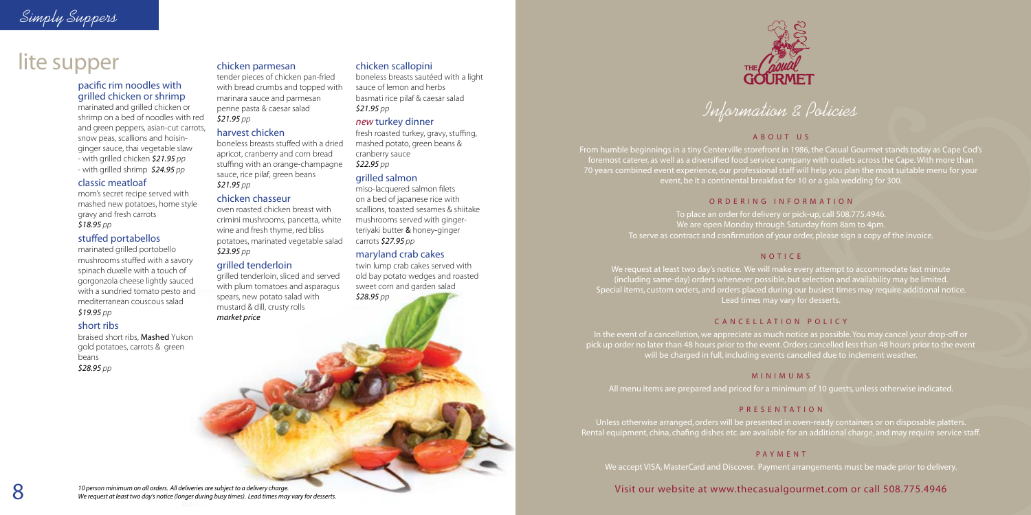# lite supper

### pacific rim noodles with grilled chicken or shrimp

marinated and grilled chicken or shrimp on a bed of noodles with red and green peppers, asian-cut carrots, snow peas, scallions and hoisin-ginger sauce, thai vegetable slaw
- with grilled chicken *$21.95 pp*
- with grilled shrimp *$24.95 pp*

### classic meatloaf

mom's secret recipe served with mashed new potatoes, home style gravy and fresh carrots
*$18.95 pp*

### stuffed portabellos

marinated grilled portobello mushrooms stuffed with a savory spinach duxelle with a touch of gorgonzola cheese lightly sauced with a sundried tomato pesto and mediterranean couscous salad
*$19.95 pp*

### short ribs

braised short ribs, Mashed Yukon gold potatoes, carrots & green beans
*$28.95 pp*

### chicken parmesan

tender pieces of chicken pan-fried with bread crumbs and topped with marinara sauce and parmesan penne pasta & caesar salad
*$21.95 pp*

### harvest chicken

boneless breasts stuffed with a dried apricot, cranberry and corn bread stuffing with an orange-champagne sauce, rice pilaf, green beans
*$21.95 pp*

### chicken chasseur

oven roasted chicken breast with crimini mushrooms, pancetta, white wine and fresh thyme, red bliss potatoes, marinated vegetable salad
*$23.95 pp*

### grilled tenderloin

grilled tenderloin, sliced and served with plum tomatoes and asparagus spears, new potato salad with mustard & dill, crusty rolls
*market price*

### chicken scallopini

boneless breasts sautéed with a light sauce of lemon and herbs basmati rice pilaf & caesar salad
*$21.95 pp*

### *new* turkey dinner

fresh roasted turkey, gravy, stuffing, mashed potato, green beans & cranberry sauce
*$22.95 pp*

### grilled salmon

miso-lacquered salmon filets on a bed of japanese rice with scallions, toasted sesames & shiitake mushrooms served with ginger-teriyaki butter & honey-ginger carrots *$27.95 pp*

### maryland crab cakes

twin lump crab cakes served with old bay potato wedges and roasted sweet corn and garden salad
*$28.95 pp*

*10 person minimum on all orders. All deliveries are subject to a delivery charge.*
*We request at least two day's notice (longer during busy times). Lead times may vary for desserts.*

# Information & Policies

## ABOUT US

From humble beginnings in a tiny Centerville storefront in 1986, the Casual Gourmet stands today as Cape Cod's foremost caterer, as well as a diversified food service company with outlets across the Cape. With more than 70 years combined event experience, our professional staff will help you plan the most suitable menu for your event, be it a continental breakfast for 10 or a gala wedding for 300.

## ORDERING INFORMATION

To place an order for delivery or pick-up, call 508.775.4946.
We are open Monday through Saturday from 8am to 4pm.
To serve as contract and confirmation of your order, please sign a copy of the invoice.

## NOTICE

We request at least two day's notice. We will make every attempt to accommodate last minute (including same-day) orders whenever possible, but selection and availability may be limited. Special items, custom orders, and orders placed during our busiest times may require additional notice. Lead times may vary for desserts.

## CANCELLATION POLICY

In the event of a cancellation, we appreciate as much notice as possible. You may cancel your drop-off or pick up order no later than 48 hours prior to the event. Orders cancelled less than 48 hours prior to the event will be charged in full, including events cancelled due to inclement weather.

## MINIMUMS

All menu items are prepared and priced for a minimum of 10 guests, unless otherwise indicated.

## PRESENTATION

Unless otherwise arranged, orders will be presented in oven-ready containers or on disposable platters. Rental equipment, china, chafing dishes etc. are available for an additional charge, and may require service staff.

## PAYMENT

We accept VISA, MasterCard and Discover. Payment arrangements must be made prior to delivery.

Visit our website at www.thecasualgourmet.com or call 508.775.4946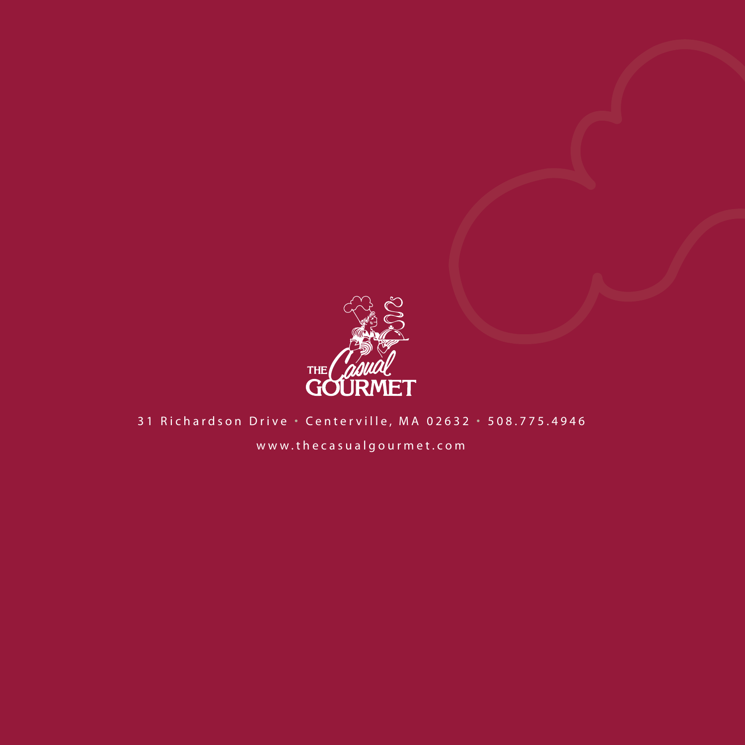THE Casual GOURMET

31 Richardson Drive • Centerville, MA 02632 • 508.775.4946

www.thecasualgourmet.com